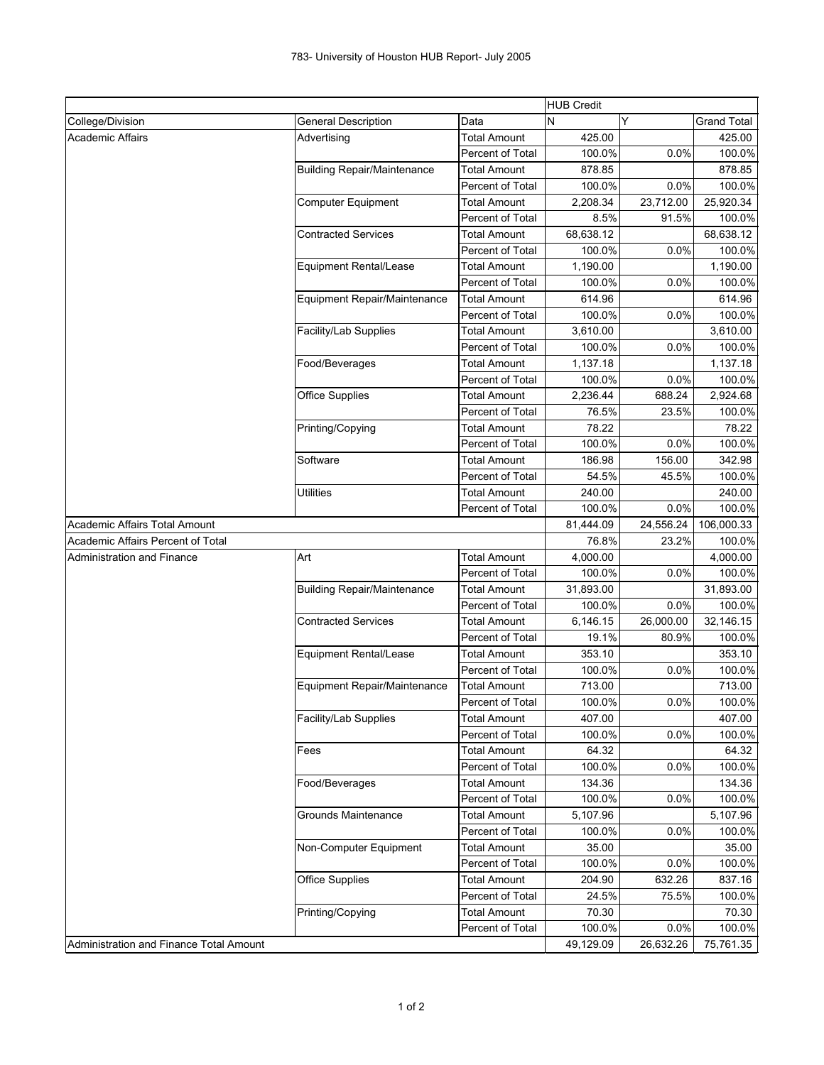# 783- University of Houston HUB Report- July 2005

| | | | HUB Credit | | |
|---|---|---|---|---|---|
| College/Division | General Description | Data | N | Y | Grand Total |
| Academic Affairs | Advertising | Total Amount | 425.00 | | 425.00 |
| | | Percent of Total | 100.0% | 0.0% | 100.0% |
| | Building Repair/Maintenance | Total Amount | 878.85 | | 878.85 |
| | | Percent of Total | 100.0% | 0.0% | 100.0% |
| | Computer Equipment | Total Amount | 2,208.34 | 23,712.00 | 25,920.34 |
| | | Percent of Total | 8.5% | 91.5% | 100.0% |
| | Contracted Services | Total Amount | 68,638.12 | | 68,638.12 |
| | | Percent of Total | 100.0% | 0.0% | 100.0% |
| | Equipment Rental/Lease | Total Amount | 1,190.00 | | 1,190.00 |
| | | Percent of Total | 100.0% | 0.0% | 100.0% |
| | Equipment Repair/Maintenance | Total Amount | 614.96 | | 614.96 |
| | | Percent of Total | 100.0% | 0.0% | 100.0% |
| | Facility/Lab Supplies | Total Amount | 3,610.00 | | 3,610.00 |
| | | Percent of Total | 100.0% | 0.0% | 100.0% |
| | Food/Beverages | Total Amount | 1,137.18 | | 1,137.18 |
| | | Percent of Total | 100.0% | 0.0% | 100.0% |
| | Office Supplies | Total Amount | 2,236.44 | 688.24 | 2,924.68 |
| | | Percent of Total | 76.5% | 23.5% | 100.0% |
| | Printing/Copying | Total Amount | 78.22 | | 78.22 |
| | | Percent of Total | 100.0% | 0.0% | 100.0% |
| | Software | Total Amount | 186.98 | 156.00 | 342.98 |
| | | Percent of Total | 54.5% | 45.5% | 100.0% |
| | Utilities | Total Amount | 240.00 | | 240.00 |
| | | Percent of Total | 100.0% | 0.0% | 100.0% |
| Academic Affairs Total Amount | | | 81,444.09 | 24,556.24 | 106,000.33 |
| Academic Affairs Percent of Total | | | 76.8% | 23.2% | 100.0% |
| Administration and Finance | Art | Total Amount | 4,000.00 | | 4,000.00 |
| | | Percent of Total | 100.0% | 0.0% | 100.0% |
| | Building Repair/Maintenance | Total Amount | 31,893.00 | | 31,893.00 |
| | | Percent of Total | 100.0% | 0.0% | 100.0% |
| | Contracted Services | Total Amount | 6,146.15 | 26,000.00 | 32,146.15 |
| | | Percent of Total | 19.1% | 80.9% | 100.0% |
| | Equipment Rental/Lease | Total Amount | 353.10 | | 353.10 |
| | | Percent of Total | 100.0% | 0.0% | 100.0% |
| | Equipment Repair/Maintenance | Total Amount | 713.00 | | 713.00 |
| | | Percent of Total | 100.0% | 0.0% | 100.0% |
| | Facility/Lab Supplies | Total Amount | 407.00 | | 407.00 |
| | | Percent of Total | 100.0% | 0.0% | 100.0% |
| | Fees | Total Amount | 64.32 | | 64.32 |
| | | Percent of Total | 100.0% | 0.0% | 100.0% |
| | Food/Beverages | Total Amount | 134.36 | | 134.36 |
| | | Percent of Total | 100.0% | 0.0% | 100.0% |
| | Grounds Maintenance | Total Amount | 5,107.96 | | 5,107.96 |
| | | Percent of Total | 100.0% | 0.0% | 100.0% |
| | Non-Computer Equipment | Total Amount | 35.00 | | 35.00 |
| | | Percent of Total | 100.0% | 0.0% | 100.0% |
| | Office Supplies | Total Amount | 204.90 | 632.26 | 837.16 |
| | | Percent of Total | 24.5% | 75.5% | 100.0% |
| | Printing/Copying | Total Amount | 70.30 | | 70.30 |
| | | Percent of Total | 100.0% | 0.0% | 100.0% |
| Administration and Finance Total Amount | | | 49,129.09 | 26,632.26 | 75,761.35 |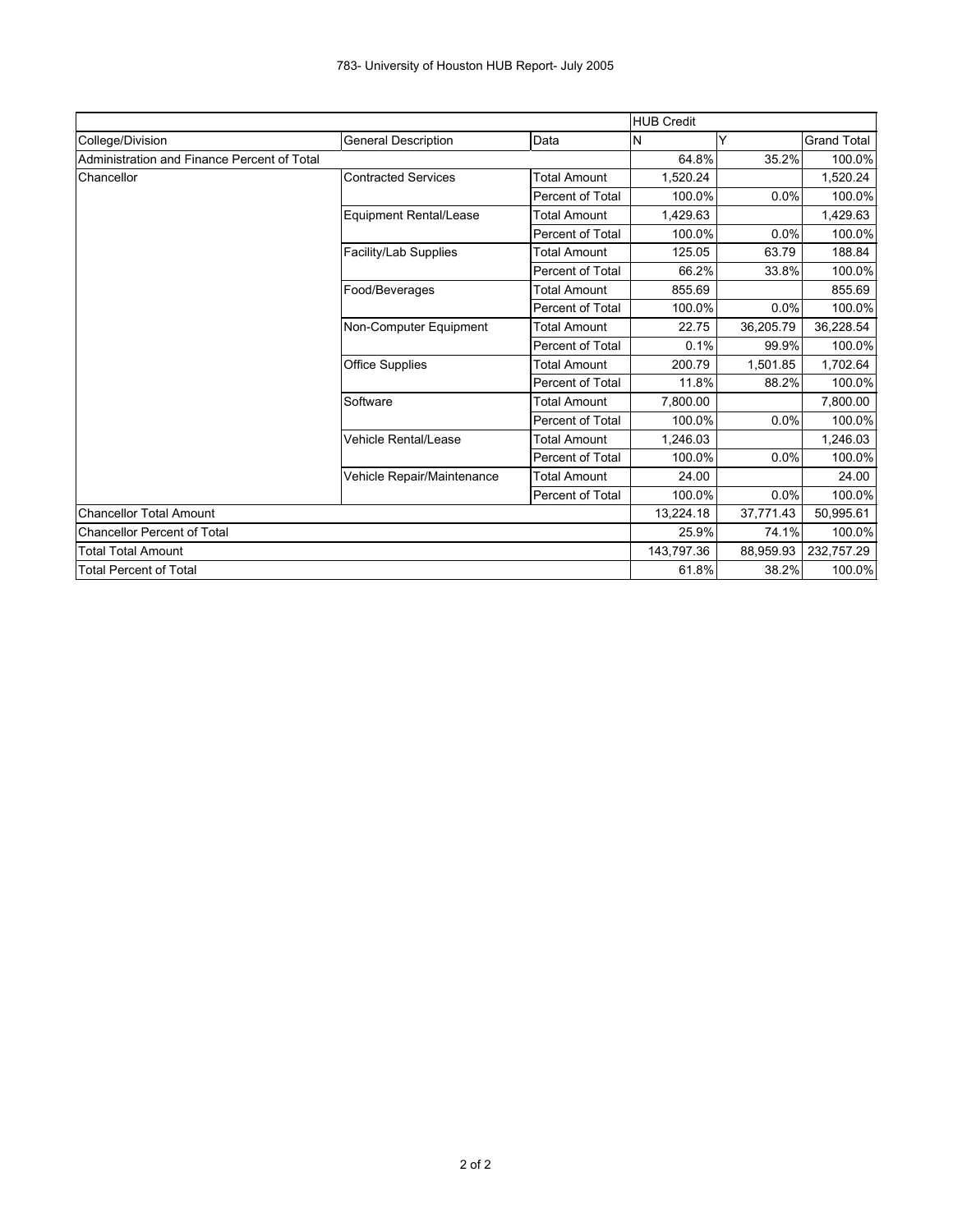783- University of Houston HUB Report- July 2005

| | | | HUB Credit | | |
|---|---|---|---|---|---|
| College/Division | General Description | Data | N | Y | Grand Total |
| Administration and Finance Percent of Total | | | 64.8% | 35.2% | 100.0% |
| Chancellor | Contracted Services | Total Amount | 1,520.24 | | 1,520.24 |
| | | Percent of Total | 100.0% | 0.0% | 100.0% |
| | Equipment Rental/Lease | Total Amount | 1,429.63 | | 1,429.63 |
| | | Percent of Total | 100.0% | 0.0% | 100.0% |
| | Facility/Lab Supplies | Total Amount | 125.05 | 63.79 | 188.84 |
| | | Percent of Total | 66.2% | 33.8% | 100.0% |
| | Food/Beverages | Total Amount | 855.69 | | 855.69 |
| | | Percent of Total | 100.0% | 0.0% | 100.0% |
| | Non-Computer Equipment | Total Amount | 22.75 | 36,205.79 | 36,228.54 |
| | | Percent of Total | 0.1% | 99.9% | 100.0% |
| | Office Supplies | Total Amount | 200.79 | 1,501.85 | 1,702.64 |
| | | Percent of Total | 11.8% | 88.2% | 100.0% |
| | Software | Total Amount | 7,800.00 | | 7,800.00 |
| | | Percent of Total | 100.0% | 0.0% | 100.0% |
| | Vehicle Rental/Lease | Total Amount | 1,246.03 | | 1,246.03 |
| | | Percent of Total | 100.0% | 0.0% | 100.0% |
| | Vehicle Repair/Maintenance | Total Amount | 24.00 | | 24.00 |
| | | Percent of Total | 100.0% | 0.0% | 100.0% |
| Chancellor Total Amount | | | 13,224.18 | 37,771.43 | 50,995.61 |
| Chancellor Percent of Total | | | 25.9% | 74.1% | 100.0% |
| Total Total Amount | | | 143,797.36 | 88,959.93 | 232,757.29 |
| Total Percent of Total | | | 61.8% | 38.2% | 100.0% |